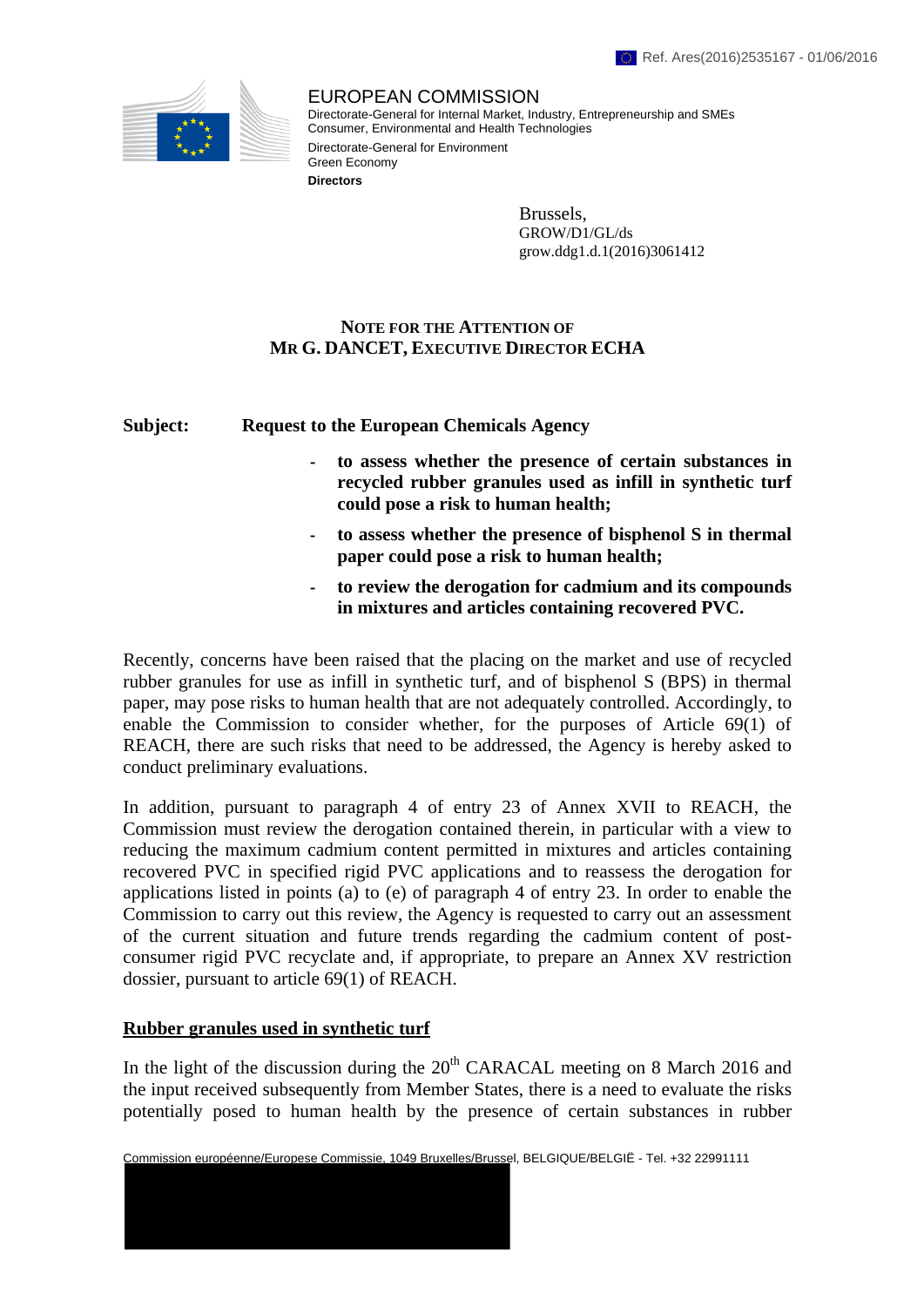Ref. Ares(2016)2535167 - 01/06/2016

EUROPEAN COMMISSION
Directorate-General for Internal Market, Industry, Entrepreneurship and SMEs
Consumer, Environmental and Health Technologies
Directorate-General for Environment
Green Economy
**Directors**

Brussels,
GROW/D1/GL/ds
grow.ddg1.d.1(2016)3061412

**NOTE FOR THE ATTENTION OF**
**MR G. DANCET, EXECUTIVE DIRECTOR ECHA**

**Subject: Request to the European Chemicals Agency**

- **to assess whether the presence of certain substances in recycled rubber granules used as infill in synthetic turf could pose a risk to human health;**
- **to assess whether the presence of bisphenol S in thermal paper could pose a risk to human health;**
- **to review the derogation for cadmium and its compounds in mixtures and articles containing recovered PVC.**

Recently, concerns have been raised that the placing on the market and use of recycled rubber granules for use as infill in synthetic turf, and of bisphenol S (BPS) in thermal paper, may pose risks to human health that are not adequately controlled. Accordingly, to enable the Commission to consider whether, for the purposes of Article 69(1) of REACH, there are such risks that need to be addressed, the Agency is hereby asked to conduct preliminary evaluations.

In addition, pursuant to paragraph 4 of entry 23 of Annex XVII to REACH, the Commission must review the derogation contained therein, in particular with a view to reducing the maximum cadmium content permitted in mixtures and articles containing recovered PVC in specified rigid PVC applications and to reassess the derogation for applications listed in points (a) to (e) of paragraph 4 of entry 23. In order to enable the Commission to carry out this review, the Agency is requested to carry out an assessment of the current situation and future trends regarding the cadmium content of post-consumer rigid PVC recyclate and, if appropriate, to prepare an Annex XV restriction dossier, pursuant to article 69(1) of REACH.

## Rubber granules used in synthetic turf

In the light of the discussion during the 20th CARACAL meeting on 8 March 2016 and the input received subsequently from Member States, there is a need to evaluate the risks potentially posed to human health by the presence of certain substances in rubber

Commission européenne/Europese Commissie, 1049 Bruxelles/Brussel, BELGIQUE/BELGIË - Tel. +32 22991111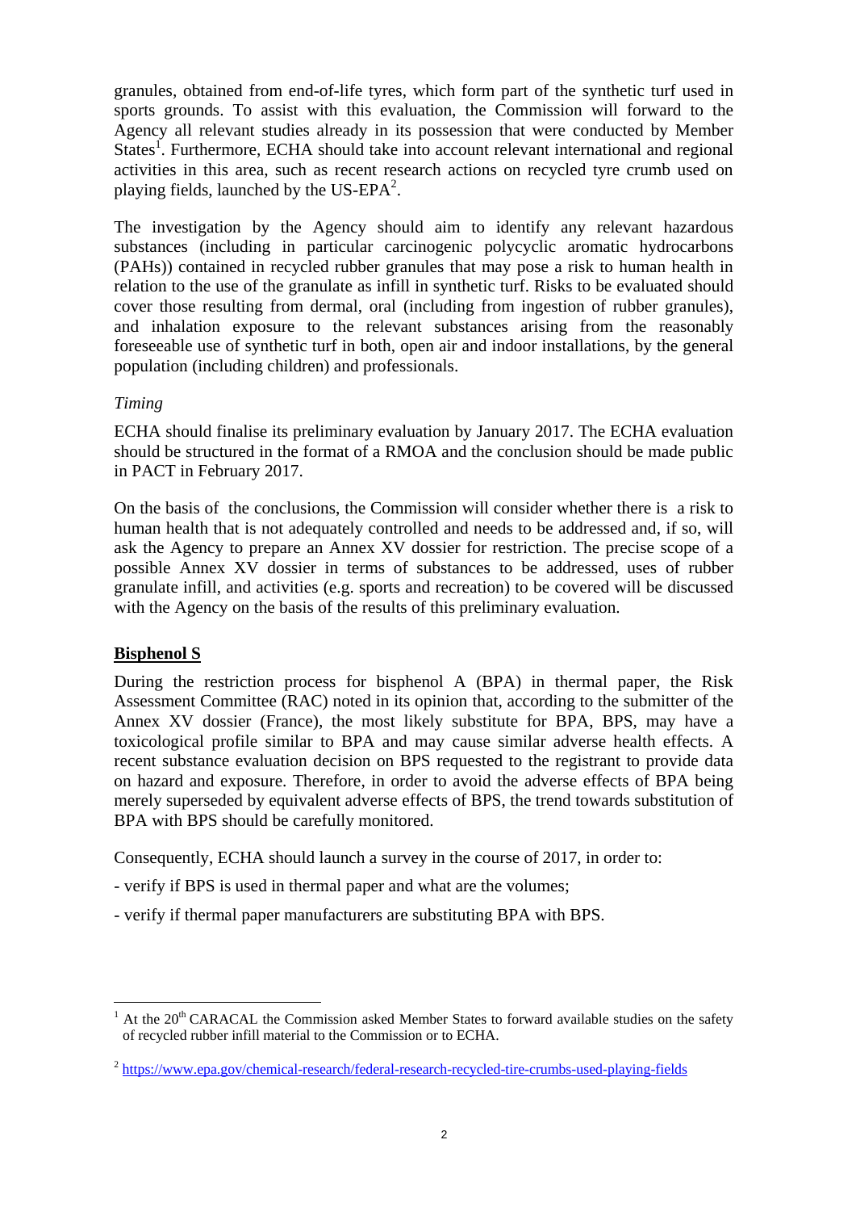granules, obtained from end-of-life tyres, which form part of the synthetic turf used in sports grounds. To assist with this evaluation, the Commission will forward to the Agency all relevant studies already in its possession that were conducted by Member States[1]. Furthermore, ECHA should take into account relevant international and regional activities in this area, such as recent research actions on recycled tyre crumb used on playing fields, launched by the US-EPA[2].

The investigation by the Agency should aim to identify any relevant hazardous substances (including in particular carcinogenic polycyclic aromatic hydrocarbons (PAHs)) contained in recycled rubber granules that may pose a risk to human health in relation to the use of the granulate as infill in synthetic turf. Risks to be evaluated should cover those resulting from dermal, oral (including from ingestion of rubber granules), and inhalation exposure to the relevant substances arising from the reasonably foreseeable use of synthetic turf in both, open air and indoor installations, by the general population (including children) and professionals.

*Timing*

ECHA should finalise its preliminary evaluation by January 2017. The ECHA evaluation should be structured in the format of a RMOA and the conclusion should be made public in PACT in February 2017.

On the basis of the conclusions, the Commission will consider whether there is a risk to human health that is not adequately controlled and needs to be addressed and, if so, will ask the Agency to prepare an Annex XV dossier for restriction. The precise scope of a possible Annex XV dossier in terms of substances to be addressed, uses of rubber granulate infill, and activities (e.g. sports and recreation) to be covered will be discussed with the Agency on the basis of the results of this preliminary evaluation.

**Bisphenol S**

During the restriction process for bisphenol A (BPA) in thermal paper, the Risk Assessment Committee (RAC) noted in its opinion that, according to the submitter of the Annex XV dossier (France), the most likely substitute for BPA, BPS, may have a toxicological profile similar to BPA and may cause similar adverse health effects. A recent substance evaluation decision on BPS requested to the registrant to provide data on hazard and exposure. Therefore, in order to avoid the adverse effects of BPA being merely superseded by equivalent adverse effects of BPS, the trend towards substitution of BPA with BPS should be carefully monitored.

Consequently, ECHA should launch a survey in the course of 2017, in order to:

- verify if BPS is used in thermal paper and what are the volumes;
- verify if thermal paper manufacturers are substituting BPA with BPS.

---

[1] At the 20th CARACAL the Commission asked Member States to forward available studies on the safety of recycled rubber infill material to the Commission or to ECHA.

[2] https://www.epa.gov/chemical-research/federal-research-recycled-tire-crumbs-used-playing-fields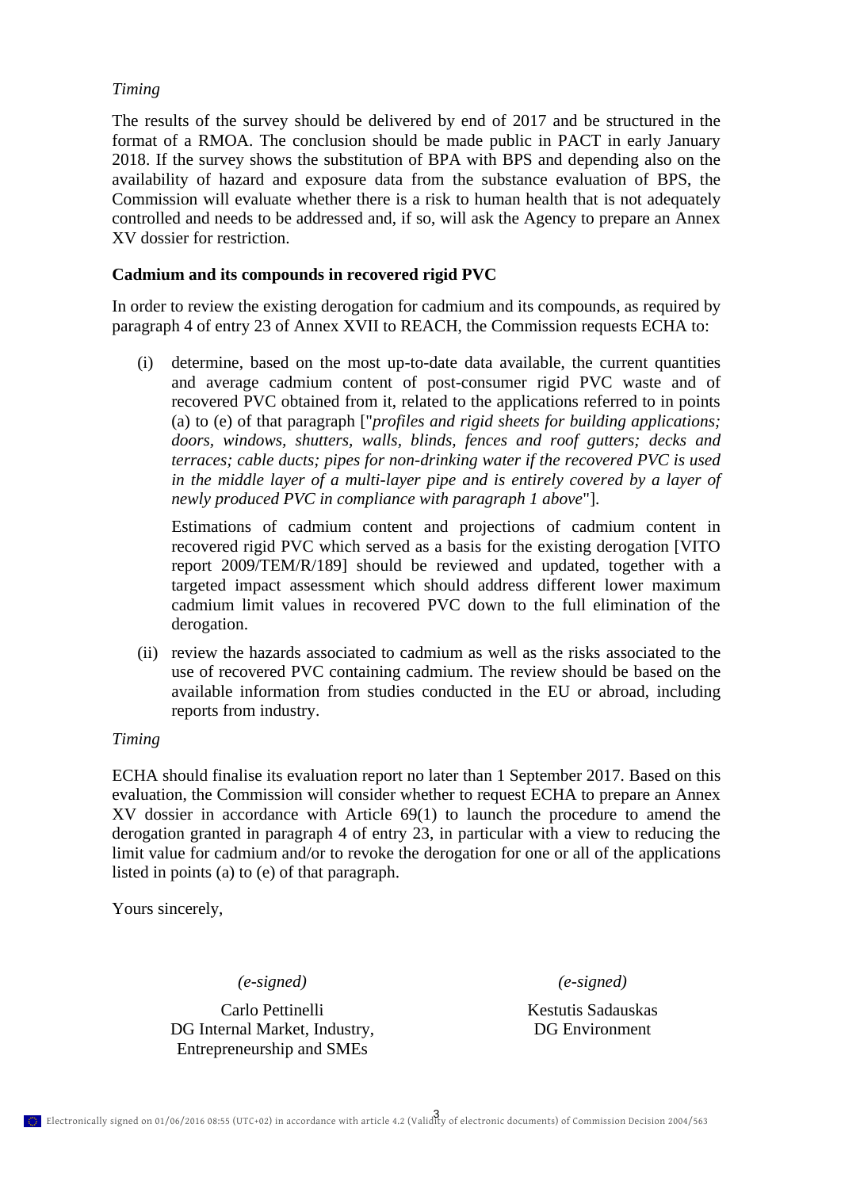*Timing*

The results of the survey should be delivered by end of 2017 and be structured in the format of a RMOA. The conclusion should be made public in PACT in early January 2018. If the survey shows the substitution of BPA with BPS and depending also on the availability of hazard and exposure data from the substance evaluation of BPS, the Commission will evaluate whether there is a risk to human health that is not adequately controlled and needs to be addressed and, if so, will ask the Agency to prepare an Annex XV dossier for restriction.

**Cadmium and its compounds in recovered rigid PVC**

In order to review the existing derogation for cadmium and its compounds, as required by paragraph 4 of entry 23 of Annex XVII to REACH, the Commission requests ECHA to:

(i) determine, based on the most up-to-date data available, the current quantities and average cadmium content of post-consumer rigid PVC waste and of recovered PVC obtained from it, related to the applications referred to in points (a) to (e) of that paragraph ["*profiles and rigid sheets for building applications; doors, windows, shutters, walls, blinds, fences and roof gutters; decks and terraces; cable ducts; pipes for non-drinking water if the recovered PVC is used in the middle layer of a multi-layer pipe and is entirely covered by a layer of newly produced PVC in compliance with paragraph 1 above*"].

Estimations of cadmium content and projections of cadmium content in recovered rigid PVC which served as a basis for the existing derogation [VITO report 2009/TEM/R/189] should be reviewed and updated, together with a targeted impact assessment which should address different lower maximum cadmium limit values in recovered PVC down to the full elimination of the derogation.

(ii) review the hazards associated to cadmium as well as the risks associated to the use of recovered PVC containing cadmium. The review should be based on the available information from studies conducted in the EU or abroad, including reports from industry.

*Timing*

ECHA should finalise its evaluation report no later than 1 September 2017. Based on this evaluation, the Commission will consider whether to request ECHA to prepare an Annex XV dossier in accordance with Article 69(1) to launch the procedure to amend the derogation granted in paragraph 4 of entry 23, in particular with a view to reducing the limit value for cadmium and/or to revoke the derogation for one or all of the applications listed in points (a) to (e) of that paragraph.

Yours sincerely,

*(e-signed)*

Carlo Pettinelli
DG Internal Market, Industry, Entrepreneurship and SMEs

*(e-signed)*

Kestutis Sadauskas
DG Environment

Electronically signed on 01/06/2016 08:55 (UTC+02) in accordance with article 4.2 (Validity of electronic documents) of Commission Decision 2004/563